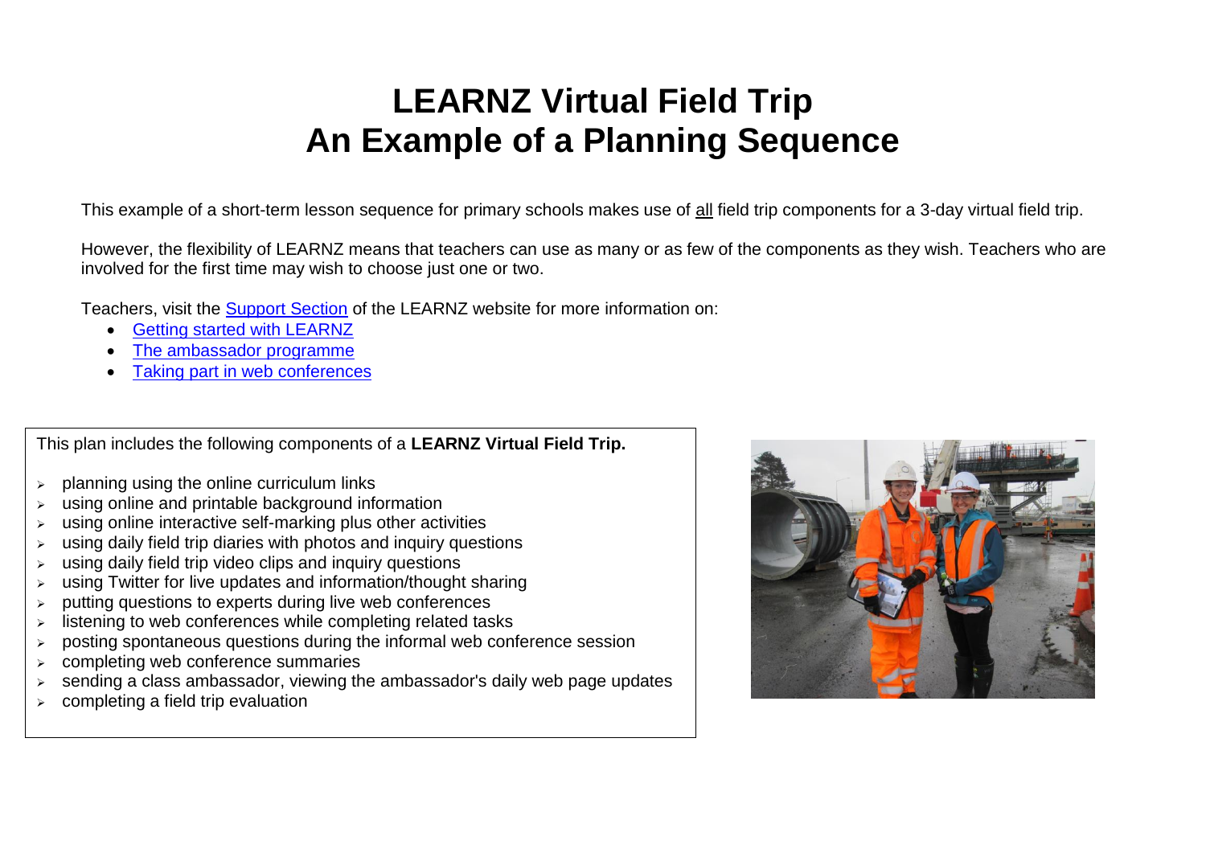# LEARNZ Virtual Field Trip
# An Example of a Planning Sequence

This example of a short-term lesson sequence for primary schools makes use of all field trip components for a 3-day virtual field trip.

However, the flexibility of LEARNZ means that teachers can use as many or as few of the components as they wish. Teachers who are involved for the first time may wish to choose just one or two.

Teachers, visit the Support Section of the LEARNZ website for more information on:

- Getting started with LEARNZ
- The ambassador programme
- Taking part in web conferences

This plan includes the following components of a **LEARNZ Virtual Field Trip.**

- planning using the online curriculum links
- using online and printable background information
- using online interactive self-marking plus other activities
- using daily field trip diaries with photos and inquiry questions
- using daily field trip video clips and inquiry questions
- using Twitter for live updates and information/thought sharing
- putting questions to experts during live web conferences
- listening to web conferences while completing related tasks
- posting spontaneous questions during the informal web conference session
- completing web conference summaries
- sending a class ambassador, viewing the ambassador's daily web page updates
- completing a field trip evaluation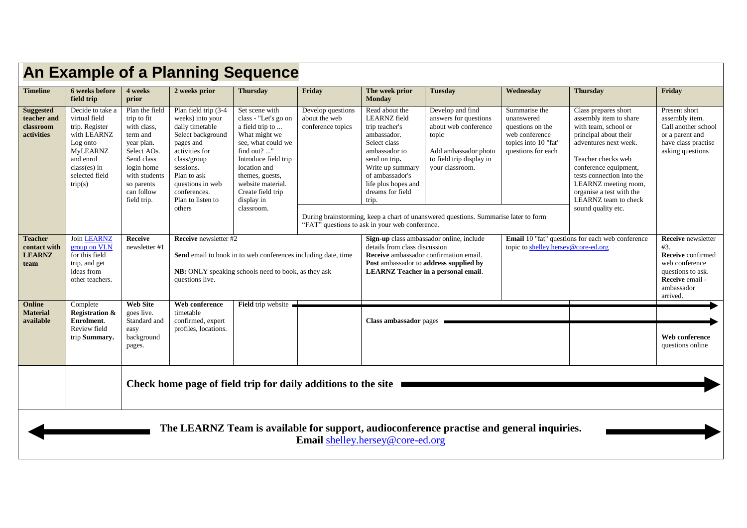# An Example of a Planning Sequence

| Timeline | 6 weeks before field trip | 4 weeks prior | 2 weeks prior | Thursday | Friday | The week prior Monday | Tuesday | Wednesday | Thursday | Friday |
|---|---|---|---|---|---|---|---|---|---|---|
| **Suggested teacher and classroom activities** | Decide to take a virtual field trip. Register with LEARNZ Log onto MyLEARNZ and enrol class(es) in selected field trip(s) | Plan the field trip to fit with class, term and year plan. Select AOs. Send class login home with students so parents can follow field trip. | Plan field trip (3-4 weeks) into your daily timetable Select background pages and activities for class/group sessions. Plan to ask questions in web conferences. Plan to listen to others | Set scene with class - "Let's go on a field trip to ... What might we see, what could we find out? ..." Introduce field trip location and themes, guests, website material. Create field trip display in classroom. | Develop questions about the web conference topics | Read about the LEARNZ field trip teacher's ambassador. Select class ambassador to send on trip**.** Write up summary of ambassador's life plus hopes and dreams for field trip. | Develop and find answers for questions about web conference topic<br><br>Add ambassador photo to field trip display in your classroom. | Summarise the unanswered questions on the web conference topics into 10 "fat" questions for each | Class prepares short assembly item to share with team, school or principal about their adventures next week.<br><br>Teacher checks web conference equipment, tests connection into the LEARNZ meeting room, organise a test with the LEARNZ team to check sound quality etc. | Present short assembly item. Call another school or a parent and have class practise asking questions |
| | | | | | During brainstorming, keep a chart of unanswered questions. Summarise later to form "FAT" questions to ask in your web conference. | | | | | |
| **Teacher contact with LEARNZ team** | Join LEARNZ group on VLN for this field trip, and get ideas from other teachers. | **Receive** newsletter #1 | **Receive** newsletter #2<br><br>**Send** email to book in to web conferences including date, time<br><br>**NB:** ONLY speaking schools need to book, as they ask questions live. | | | **Sign-up** class ambassador online, include details from class discussion **Receive** ambassador confirmation email. **Post** ambassador to **address supplied by LEARNZ Teacher in a personal email**. | | **Email** 10 "fat" questions for each web conference topic to shelley.hersey@core-ed.org | | **Receive** newsletter #3. **Receive** confirmed web conference questions to ask. **Receive** email - ambassador arrived. |
| **Online Material available** | Complete **Registration & Enrolment**. Review field trip **Summary.** | **Web Site** goes live. Standard and easy background pages. | **Web conference** timetable confirmed, expert profiles, locations. | **Field** trip website → | | **Class ambassador** pages → | | | | **Web conference** questions online |
| | | **Check home page of field trip for daily additions to the site** → | | | | | | | | |

← **The LEARNZ Team is available for support, audioconference practise and general inquiries. Email shelley.hersey@core-ed.org** →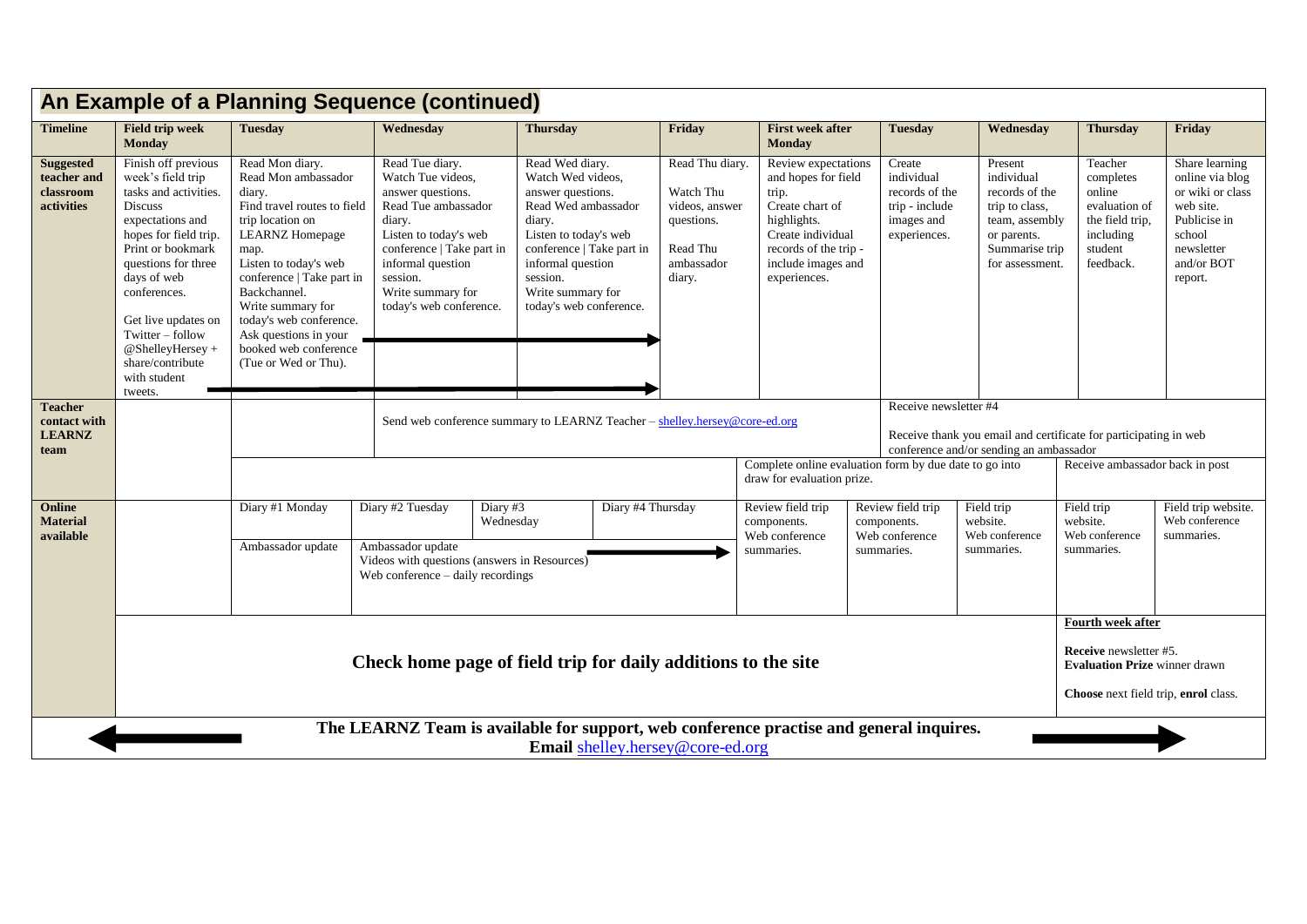# An Example of a Planning Sequence (continued)

| Timeline | Field trip week Monday | Tuesday | Wednesday | Thursday | Friday | First week after Monday | Tuesday | Wednesday | Thursday | Friday |
|---|---|---|---|---|---|---|---|---|---|---|
| **Suggested teacher and classroom activities** | Finish off previous week's field trip tasks and activities. Discuss expectations and hopes for field trip. Print or bookmark questions for three days of web conferences. Get live updates on Twitter – follow @ShelleyHersey + share/contribute with student tweets. | Read Mon diary. Read Mon ambassador diary. Find travel routes to field trip location on LEARNZ Homepage map. Listen to today's web conference \| Take part in Backchannel. Write summary for today's web conference. Ask questions in your booked web conference (Tue or Wed or Thu). | Read Tue diary. Watch Tue videos, answer questions. Read Tue ambassador diary. Listen to today's web conference \| Take part in informal question session. Write summary for today's web conference. | Read Wed diary. Watch Wed videos, answer questions. Read Wed ambassador diary. Listen to today's web conference \| Take part in informal question session. Write summary for today's web conference. | Read Thu diary. Watch Thu videos, answer questions. Read Thu ambassador diary. | Review expectations and hopes for field trip. Create chart of highlights. Create individual records of the trip - include images and experiences. | Create individual records of the trip - include images and experiences. | Present individual records of the trip to class, team, assembly or parents. Summarise trip for assessment. | Teacher completes online evaluation of the field trip, including student feedback. | Share learning online via blog or wiki or class web site. Publicise in school newsletter and/or BOT report. |
| **Teacher contact with LEARNZ team** | | | Send web conference summary to LEARNZ Teacher – shelley.hersey@core-ed.org | | | | Receive newsletter #4. Receive thank you email and certificate for participating in web conference and/or sending an ambassador | | | |
| | | | | | | Complete online evaluation form by due date to go into draw for evaluation prize. | | | Receive ambassador back in post | |
| **Online Material available** | | Diary #1 Monday | Diary #2 Tuesday | Diary #3 Wednesday | Diary #4 Thursday | Review field trip components. Web conference summaries. | Review field trip components. Web conference summaries. | Field trip website. Web conference summaries. | Field trip website. Web conference summaries. | Field trip website. Web conference summaries. |
| | | Ambassador update | Ambassador update. Videos with questions (answers in Resources). Web conference – daily recordings | | | | | | | |
| | Check home page of field trip for daily additions to the site | | | | | | | | **Fourth week after** **Receive** newsletter #5. **Evaluation Prize** winner drawn. **Choose** next field trip, **enrol** class. | |

**The LEARNZ Team is available for support, web conference practise and general inquires.**
**Email** shelley.hersey@core-ed.org